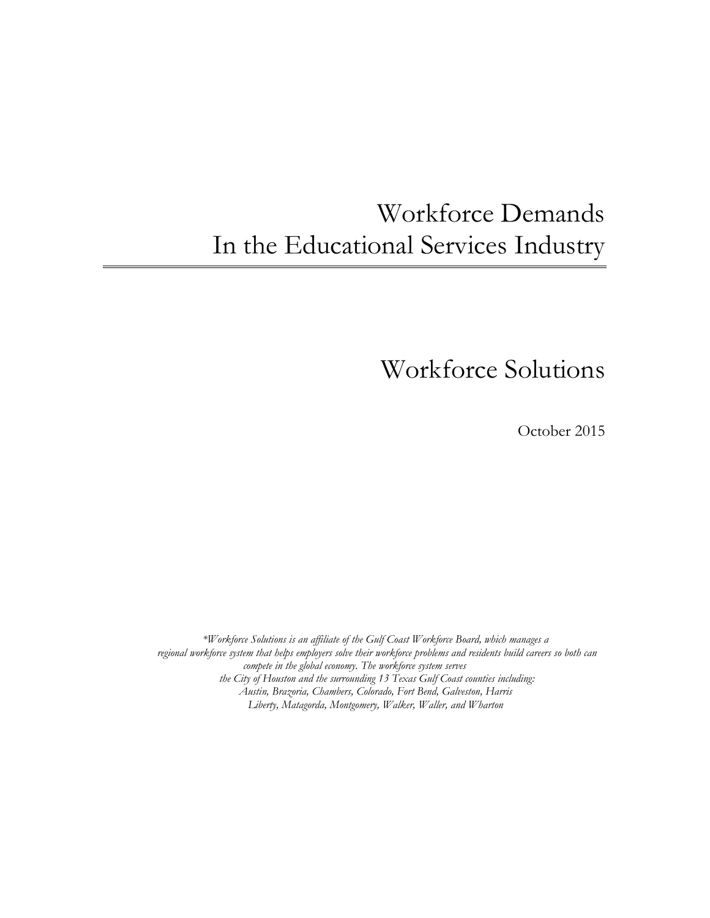# Workforce Demands
# In the Educational Services Industry

## Workforce Solutions

October 2015

*\*Workforce Solutions is an affiliate of the Gulf Coast Workforce Board, which manages a regional workforce system that helps employers solve their workforce problems and residents build careers so both can compete in the global economy. The workforce system serves the City of Houston and the surrounding 13 Texas Gulf Coast counties including: Austin, Brazoria, Chambers, Colorado, Fort Bend, Galveston, Harris Liberty, Matagorda, Montgomery, Walker, Waller, and Wharton*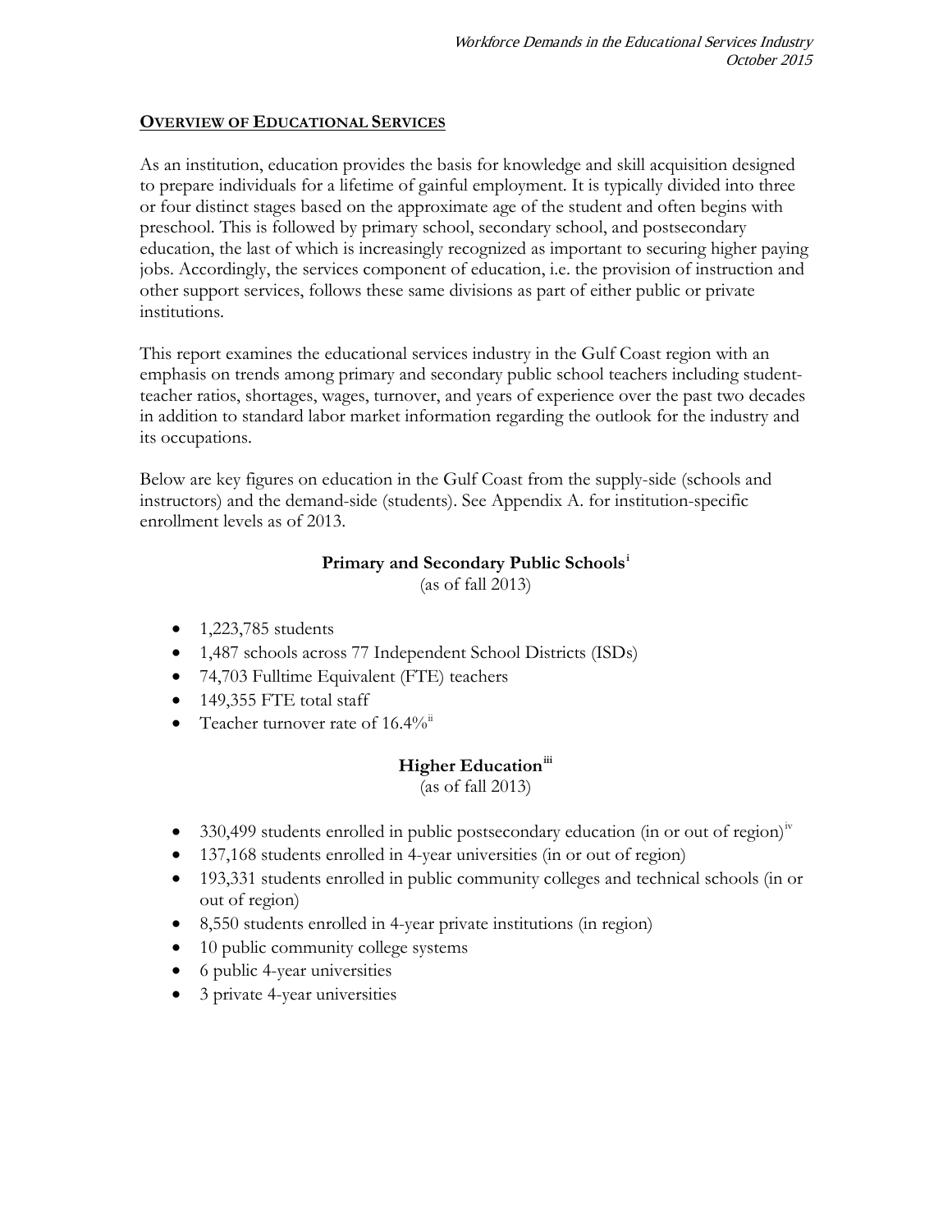## OVERVIEW OF EDUCATIONAL SERVICES

As an institution, education provides the basis for knowledge and skill acquisition designed to prepare individuals for a lifetime of gainful employment. It is typically divided into three or four distinct stages based on the approximate age of the student and often begins with preschool. This is followed by primary school, secondary school, and postsecondary education, the last of which is increasingly recognized as important to securing higher paying jobs. Accordingly, the services component of education, i.e. the provision of instruction and other support services, follows these same divisions as part of either public or private institutions.

This report examines the educational services industry in the Gulf Coast region with an emphasis on trends among primary and secondary public school teachers including student-teacher ratios, shortages, wages, turnover, and years of experience over the past two decades in addition to standard labor market information regarding the outlook for the industry and its occupations.

Below are key figures on education in the Gulf Coast from the supply-side (schools and instructors) and the demand-side (students). See Appendix A. for institution-specific enrollment levels as of 2013.

### Primary and Secondary Public Schools[i]

(as of fall 2013)

- 1,223,785 students
- 1,487 schools across 77 Independent School Districts (ISDs)
- 74,703 Fulltime Equivalent (FTE) teachers
- 149,355 FTE total staff
- Teacher turnover rate of 16.4%[ii]

### Higher Education[iii]

(as of fall 2013)

- 330,499 students enrolled in public postsecondary education (in or out of region)[iv]
- 137,168 students enrolled in 4-year universities (in or out of region)
- 193,331 students enrolled in public community colleges and technical schools (in or out of region)
- 8,550 students enrolled in 4-year private institutions (in region)
- 10 public community college systems
- 6 public 4-year universities
- 3 private 4-year universities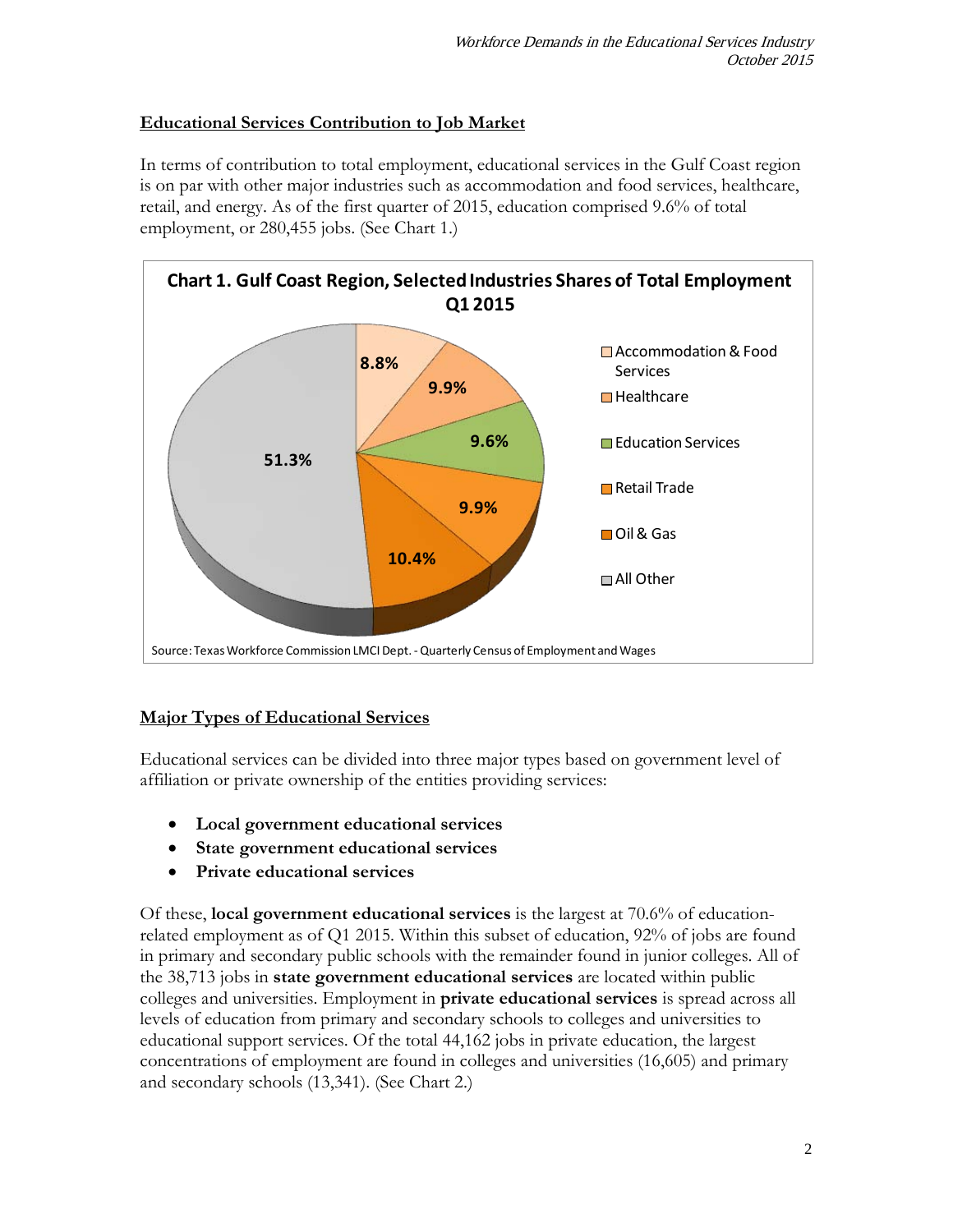## Educational Services Contribution to Job Market

In terms of contribution to total employment, educational services in the Gulf Coast region is on par with other major industries such as accommodation and food services, healthcare, retail, and energy. As of the first quarter of 2015, education comprised 9.6% of total employment, or 280,455 jobs. (See Chart 1.)

**Chart 1. Gulf Coast Region, Selected Industries Shares of Total Employment Q1 2015**

| Industry | Share |
| --- | --- |
| Accommodation & Food Services | 8.8% |
| Healthcare | 9.9% |
| Education Services | 9.6% |
| Retail Trade | 9.9% |
| Oil & Gas | 10.4% |
| All Other | 51.3% |

Source: Texas Workforce Commission LMCI Dept. - Quarterly Census of Employment and Wages

## Major Types of Educational Services

Educational services can be divided into three major types based on government level of affiliation or private ownership of the entities providing services:

- **Local government educational services**
- **State government educational services**
- **Private educational services**

Of these, **local government educational services** is the largest at 70.6% of education-related employment as of Q1 2015. Within this subset of education, 92% of jobs are found in primary and secondary public schools with the remainder found in junior colleges. All of the 38,713 jobs in **state government educational services** are located within public colleges and universities. Employment in **private educational services** is spread across all levels of education from primary and secondary schools to colleges and universities to educational support services. Of the total 44,162 jobs in private education, the largest concentrations of employment are found in colleges and universities (16,605) and primary and secondary schools (13,341). (See Chart 2.)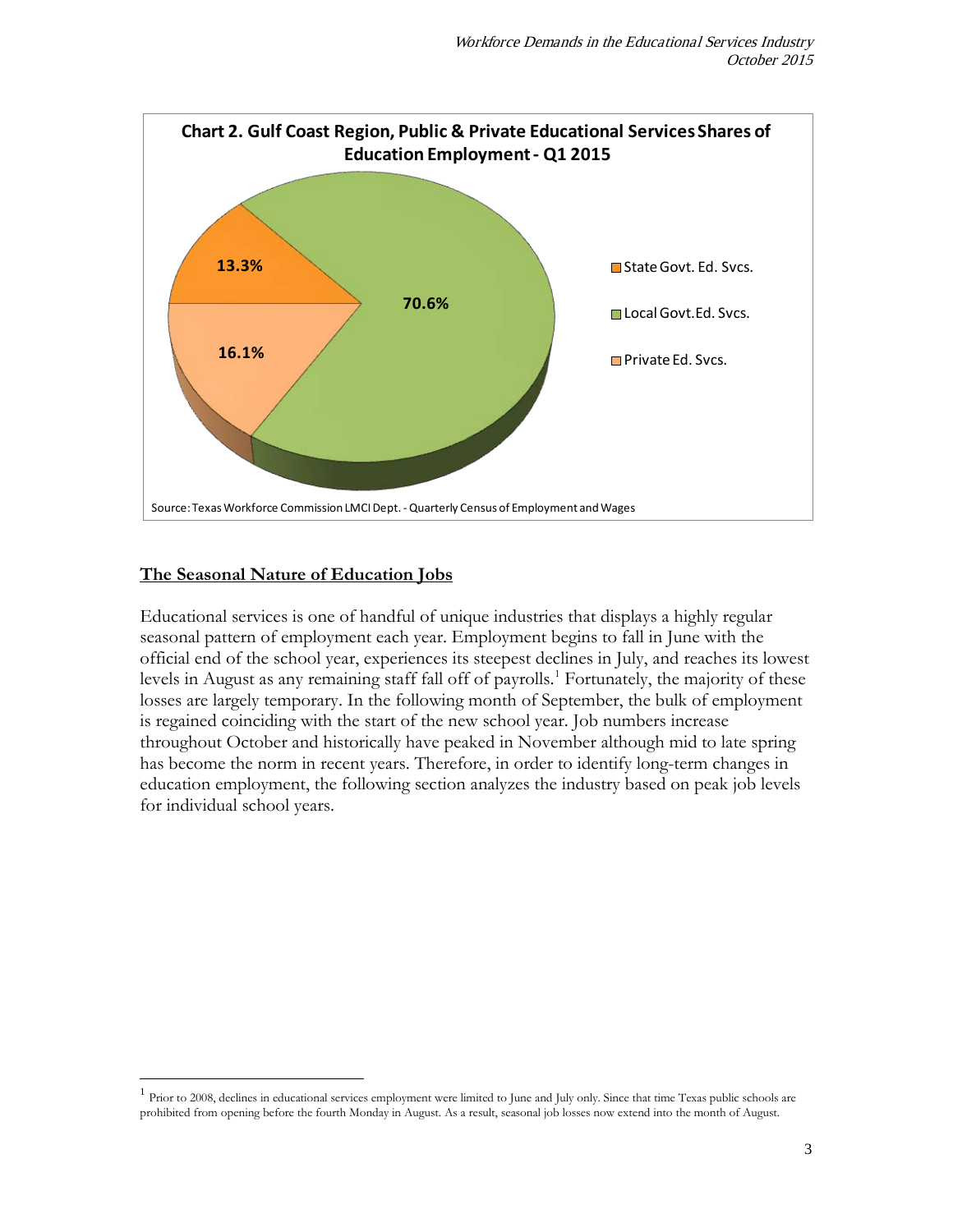**Chart 2. Gulf Coast Region, Public & Private Educational Services Shares of Education Employment - Q1 2015**

| Category | Share |
| --- | --- |
| State Govt. Ed. Svcs. | 13.3% |
| Local Govt. Ed. Svcs. | 70.6% |
| Private Ed. Svcs. | 16.1% |

Source: Texas Workforce Commission LMCI Dept. - Quarterly Census of Employment and Wages

## The Seasonal Nature of Education Jobs

Educational services is one of handful of unique industries that displays a highly regular seasonal pattern of employment each year. Employment begins to fall in June with the official end of the school year, experiences its steepest declines in July, and reaches its lowest levels in August as any remaining staff fall off of payrolls.[1] Fortunately, the majority of these losses are largely temporary. In the following month of September, the bulk of employment is regained coinciding with the start of the new school year. Job numbers increase throughout October and historically have peaked in November although mid to late spring has become the norm in recent years. Therefore, in order to identify long-term changes in education employment, the following section analyzes the industry based on peak job levels for individual school years.

[1] Prior to 2008, declines in educational services employment were limited to June and July only. Since that time Texas public schools are prohibited from opening before the fourth Monday in August. As a result, seasonal job losses now extend into the month of August.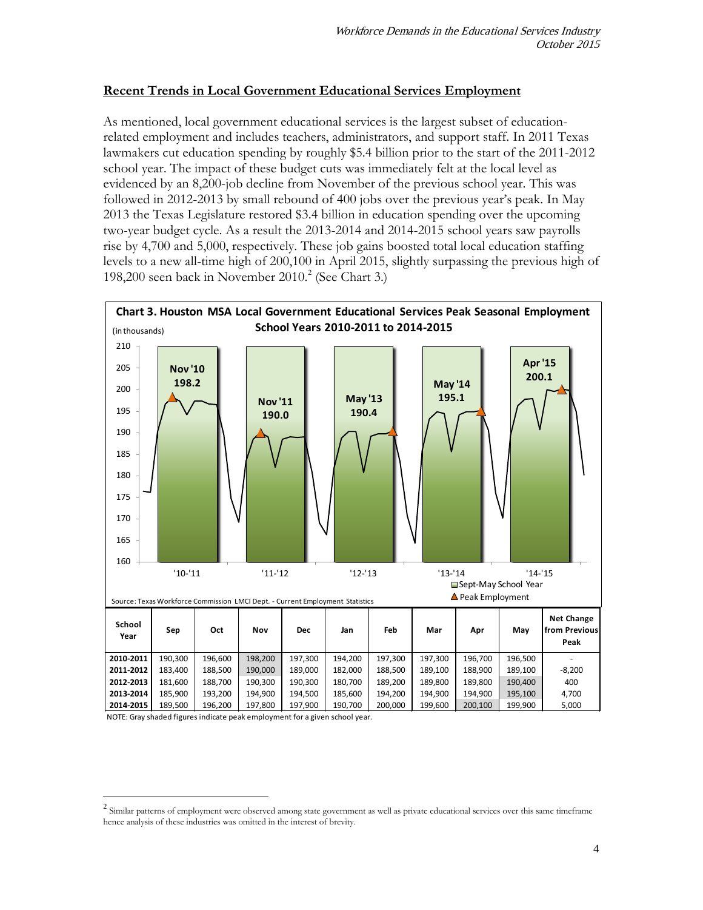## Recent Trends in Local Government Educational Services Employment

As mentioned, local government educational services is the largest subset of education-related employment and includes teachers, administrators, and support staff. In 2011 Texas lawmakers cut education spending by roughly $5.4 billion prior to the start of the 2011-2012 school year. The impact of these budget cuts was immediately felt at the local level as evidenced by an 8,200-job decline from November of the previous school year. This was followed in 2012-2013 by small rebound of 400 jobs over the previous year's peak. In May 2013 the Texas Legislature restored $3.4 billion in education spending over the upcoming two-year budget cycle. As a result the 2013-2014 and 2014-2015 school years saw payrolls rise by 4,700 and 5,000, respectively. These job gains boosted total local education staffing levels to a new all-time high of 200,100 in April 2015, slightly surpassing the previous high of 198,200 seen back in November 2010.[2] (See Chart 3.)

**Chart 3. Houston MSA Local Government Educational Services Peak Seasonal Employment School Years 2010-2011 to 2014-2015**

(in thousands)

Source: Texas Workforce Commission LMCI Dept. - Current Employment Statistics

| School Year | Sep | Oct | Nov | Dec | Jan | Feb | Mar | Apr | May | Net Change from Previous Peak |
|---|---|---|---|---|---|---|---|---|---|---|
| 2010-2011 | 190,300 | 196,600 | 198,200 | 197,300 | 194,200 | 197,300 | 197,300 | 196,700 | 196,500 | - |
| 2011-2012 | 183,400 | 188,500 | 190,000 | 189,000 | 182,000 | 188,500 | 189,100 | 188,900 | 189,100 | -8,200 |
| 2012-2013 | 181,600 | 188,700 | 190,300 | 190,300 | 180,700 | 189,200 | 189,800 | 189,800 | 190,400 | 400 |
| 2013-2014 | 185,900 | 193,200 | 194,900 | 194,500 | 185,600 | 194,200 | 194,900 | 194,900 | 195,100 | 4,700 |
| 2014-2015 | 189,500 | 196,200 | 197,800 | 197,900 | 190,700 | 200,000 | 199,600 | 200,100 | 199,900 | 5,000 |

NOTE: Gray shaded figures indicate peak employment for a given school year.

[2] Similar patterns of employment were observed among state government as well as private educational services over this same timeframe hence analysis of these industries was omitted in the interest of brevity.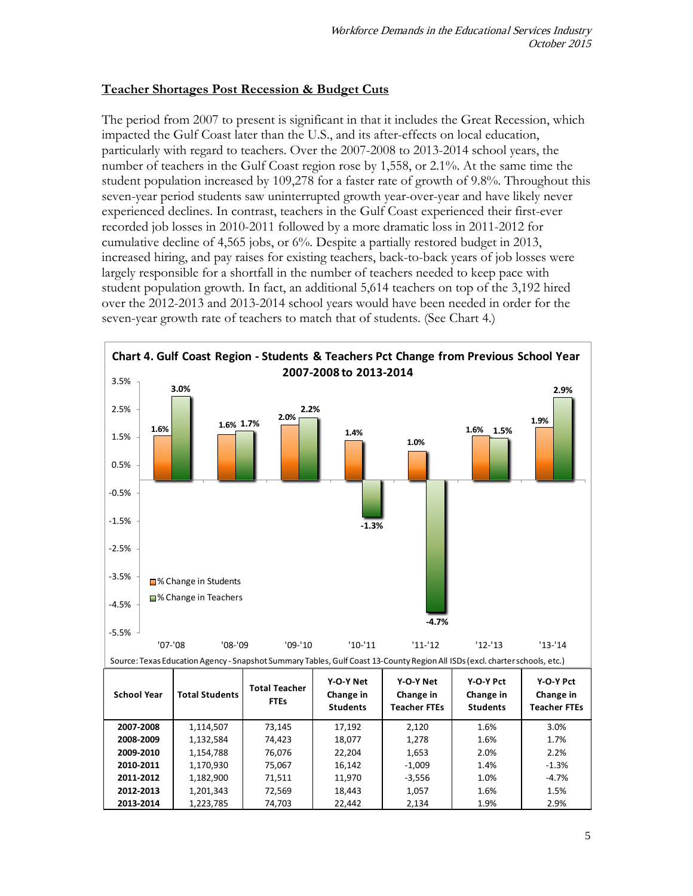## Teacher Shortages Post Recession & Budget Cuts

The period from 2007 to present is significant in that it includes the Great Recession, which impacted the Gulf Coast later than the U.S., and its after-effects on local education, particularly with regard to teachers. Over the 2007-2008 to 2013-2014 school years, the number of teachers in the Gulf Coast region rose by 1,558, or 2.1%. At the same time the student population increased by 109,278 for a faster rate of growth of 9.8%. Throughout this seven-year period students saw uninterrupted growth year-over-year and have likely never experienced declines. In contrast, teachers in the Gulf Coast experienced their first-ever recorded job losses in 2010-2011 followed by a more dramatic loss in 2011-2012 for cumulative decline of 4,565 jobs, or 6%. Despite a partially restored budget in 2013, increased hiring, and pay raises for existing teachers, back-to-back years of job losses were largely responsible for a shortfall in the number of teachers needed to keep pace with student population growth. In fact, an additional 5,614 teachers on top of the 3,192 hired over the 2012-2013 and 2013-2014 school years would have been needed in order for the seven-year growth rate of teachers to match that of students. (See Chart 4.)

**Chart 4. Gulf Coast Region - Students & Teachers Pct Change from Previous School Year 2007-2008 to 2013-2014**

| | '07-'08 | '08-'09 | '09-'10 | '10-'11 | '11-'12 | '12-'13 | '13-'14 |
|---|---|---|---|---|---|---|---|
| % Change in Students | 1.6% | 1.6% | 2.0% | 1.4% | 1.0% | 1.6% | 1.9% |
| % Change in Teachers | 3.0% | 1.7% | 2.2% | -1.3% | -4.7% | 1.5% | 2.9% |

Source: Texas Education Agency - Snapshot Summary Tables, Gulf Coast 13-County Region All ISDs (excl. charter schools, etc.)

| School Year | Total Students | Total Teacher FTEs | Y-O-Y Net Change in Students | Y-O-Y Net Change in Teacher FTEs | Y-O-Y Pct Change in Students | Y-O-Y Pct Change in Teacher FTEs |
|---|---|---|---|---|---|---|
| 2007-2008 | 1,114,507 | 73,145 | 17,192 | 2,120 | 1.6% | 3.0% |
| 2008-2009 | 1,132,584 | 74,423 | 18,077 | 1,278 | 1.6% | 1.7% |
| 2009-2010 | 1,154,788 | 76,076 | 22,204 | 1,653 | 2.0% | 2.2% |
| 2010-2011 | 1,170,930 | 75,067 | 16,142 | -1,009 | 1.4% | -1.3% |
| 2011-2012 | 1,182,900 | 71,511 | 11,970 | -3,556 | 1.0% | -4.7% |
| 2012-2013 | 1,201,343 | 72,569 | 18,443 | 1,057 | 1.6% | 1.5% |
| 2013-2014 | 1,223,785 | 74,703 | 22,442 | 2,134 | 1.9% | 2.9% |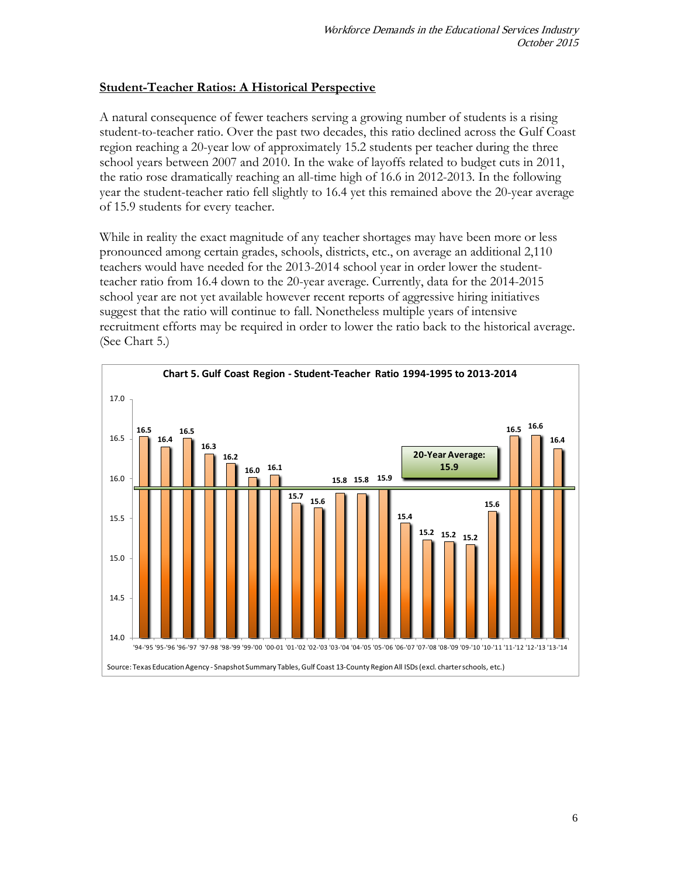## Student-Teacher Ratios: A Historical Perspective

A natural consequence of fewer teachers serving a growing number of students is a rising student-to-teacher ratio. Over the past two decades, this ratio declined across the Gulf Coast region reaching a 20-year low of approximately 15.2 students per teacher during the three school years between 2007 and 2010. In the wake of layoffs related to budget cuts in 2011, the ratio rose dramatically reaching an all-time high of 16.6 in 2012-2013. In the following year the student-teacher ratio fell slightly to 16.4 yet this remained above the 20-year average of 15.9 students for every teacher.

While in reality the exact magnitude of any teacher shortages may have been more or less pronounced among certain grades, schools, districts, etc., on average an additional 2,110 teachers would have needed for the 2013-2014 school year in order lower the student-teacher ratio from 16.4 down to the 20-year average. Currently, data for the 2014-2015 school year are not yet available however recent reports of aggressive hiring initiatives suggest that the ratio will continue to fall. Nonetheless multiple years of intensive recruitment efforts may be required in order to lower the ratio back to the historical average. (See Chart 5.)

**Chart 5. Gulf Coast Region - Student-Teacher Ratio 1994-1995 to 2013-2014**

| School Year | Student-Teacher Ratio |
|---|---|
| '94-'95 | 16.5 |
| '95-'96 | 16.4 |
| '96-'97 | 16.5 |
| '97-98 | 16.3 |
| '98-'99 | 16.2 |
| '99-'00 | 16.0 |
| '00-01 | 16.1 |
| '01-'02 | 15.7 |
| '02-'03 | 15.6 |
| '03-'04 | 15.8 |
| '04-'05 | 15.8 |
| '05-'06 | 15.9 |
| '06-'07 | 15.4 |
| '07-'08 | 15.2 |
| '08-'09 | 15.2 |
| '09-'10 | 15.2 |
| '10-'11 | 15.6 |
| '11-'12 | 16.5 |
| '12-'13 | 16.6 |
| '13-'14 | 16.4 |

20-Year Average: 15.9

Source: Texas Education Agency - Snapshot Summary Tables, Gulf Coast 13-County Region All ISDs (excl. charter schools, etc.)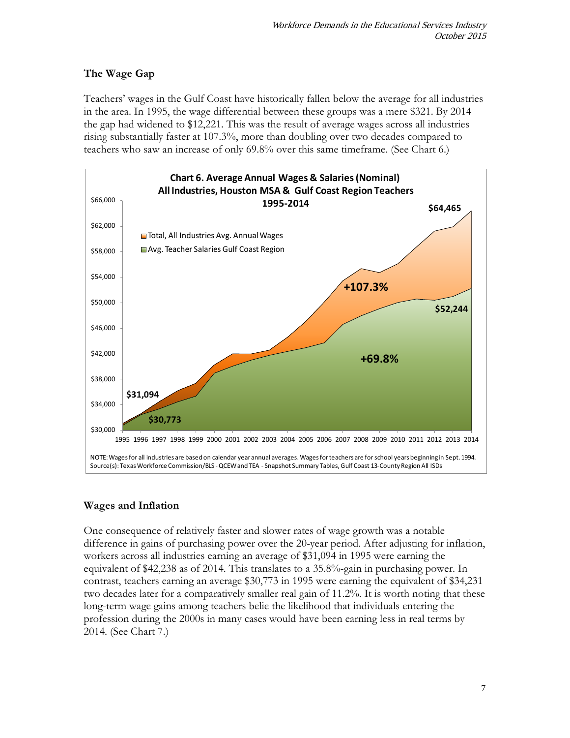## The Wage Gap

Teachers' wages in the Gulf Coast have historically fallen below the average for all industries in the area. In 1995, the wage differential between these groups was a mere $321. By 2014 the gap had widened to $12,221. This was the result of average wages across all industries rising substantially faster at 107.3%, more than doubling over two decades compared to teachers who saw an increase of only 69.8% over this same timeframe. (See Chart 6.)

**Chart 6. Average Annual Wages & Salaries (Nominal) All Industries, Houston MSA & Gulf Coast Region Teachers 1995-2014**

NOTE: Wages for all industries are based on calendar year annual averages. Wages for teachers are for school years beginning in Sept. 1994.
Source(s): Texas Workforce Commission/BLS - QCEW and TEA - Snapshot Summary Tables, Gulf Coast 13-County Region All ISDs

## Wages and Inflation

One consequence of relatively faster and slower rates of wage growth was a notable difference in gains of purchasing power over the 20-year period. After adjusting for inflation, workers across all industries earning an average of $31,094 in 1995 were earning the equivalent of $42,238 as of 2014. This translates to a 35.8%-gain in purchasing power. In contrast, teachers earning an average $30,773 in 1995 were earning the equivalent of $34,231 two decades later for a comparatively smaller real gain of 11.2%. It is worth noting that these long-term wage gains among teachers belie the likelihood that individuals entering the profession during the 2000s in many cases would have been earning less in real terms by 2014. (See Chart 7.)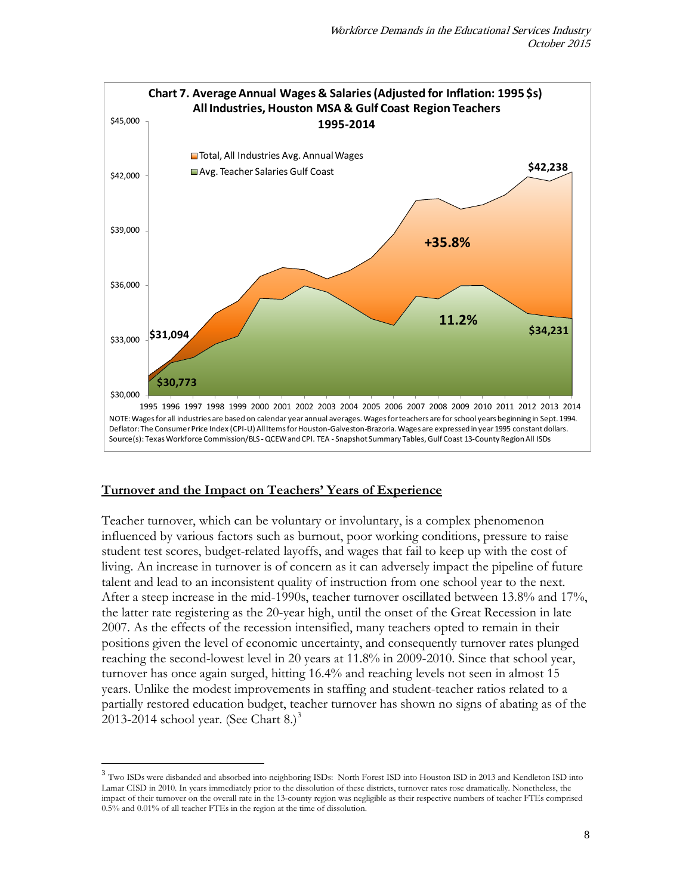**Chart 7. Average Annual Wages & Salaries (Adjusted for Inflation: 1995 $s)**
**All Industries, Houston MSA & Gulf Coast Region Teachers**
**1995-2014**

NOTE: Wages for all industries are based on calendar year annual averages. Wages for teachers are for school years beginning in Sept. 1994. Deflator: The Consumer Price Index (CPI-U) All Items for Houston-Galveston-Brazoria. Wages are expressed in year 1995 constant dollars.
Source(s): Texas Workforce Commission/BLS - QCEW and CPI. TEA - Snapshot Summary Tables, Gulf Coast 13-County Region All ISDs

## Turnover and the Impact on Teachers' Years of Experience

Teacher turnover, which can be voluntary or involuntary, is a complex phenomenon influenced by various factors such as burnout, poor working conditions, pressure to raise student test scores, budget-related layoffs, and wages that fail to keep up with the cost of living. An increase in turnover is of concern as it can adversely impact the pipeline of future talent and lead to an inconsistent quality of instruction from one school year to the next. After a steep increase in the mid-1990s, teacher turnover oscillated between 13.8% and 17%, the latter rate registering as the 20-year high, until the onset of the Great Recession in late 2007. As the effects of the recession intensified, many teachers opted to remain in their positions given the level of economic uncertainty, and consequently turnover rates plunged reaching the second-lowest level in 20 years at 11.8% in 2009-2010. Since that school year, turnover has once again surged, hitting 16.4% and reaching levels not seen in almost 15 years. Unlike the modest improvements in staffing and student-teacher ratios related to a partially restored education budget, teacher turnover has shown no signs of abating as of the 2013-2014 school year. (See Chart 8.)[3]

[3] Two ISDs were disbanded and absorbed into neighboring ISDs: North Forest ISD into Houston ISD in 2013 and Kendleton ISD into Lamar CISD in 2010. In years immediately prior to the dissolution of these districts, turnover rates rose dramatically. Nonetheless, the impact of their turnover on the overall rate in the 13-county region was negligible as their respective numbers of teacher FTEs comprised 0.5% and 0.01% of all teacher FTEs in the region at the time of dissolution.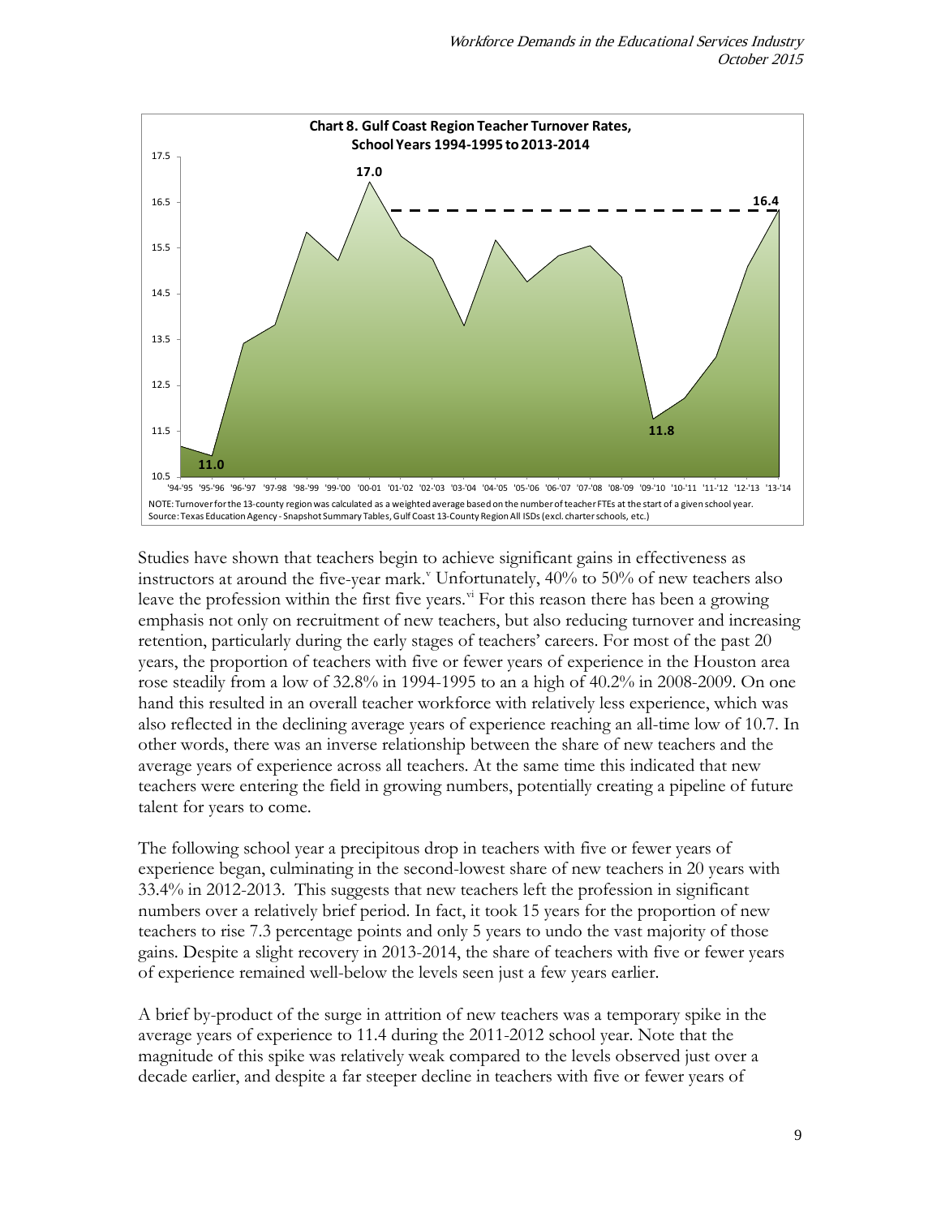**Chart 8. Gulf Coast Region Teacher Turnover Rates, School Years 1994-1995 to 2013-2014**

NOTE: Turnover for the 13-county region was calculated as a weighted average based on the number of teacher FTEs at the start of a given school year.
Source: Texas Education Agency - Snapshot Summary Tables, Gulf Coast 13-County Region All ISDs (excl. charter schools, etc.)

Studies have shown that teachers begin to achieve significant gains in effectiveness as instructors at around the five-year mark.[v] Unfortunately, 40% to 50% of new teachers also leave the profession within the first five years.[vi] For this reason there has been a growing emphasis not only on recruitment of new teachers, but also reducing turnover and increasing retention, particularly during the early stages of teachers' careers. For most of the past 20 years, the proportion of teachers with five or fewer years of experience in the Houston area rose steadily from a low of 32.8% in 1994-1995 to an a high of 40.2% in 2008-2009. On one hand this resulted in an overall teacher workforce with relatively less experience, which was also reflected in the declining average years of experience reaching an all-time low of 10.7. In other words, there was an inverse relationship between the share of new teachers and the average years of experience across all teachers. At the same time this indicated that new teachers were entering the field in growing numbers, potentially creating a pipeline of future talent for years to come.

The following school year a precipitous drop in teachers with five or fewer years of experience began, culminating in the second-lowest share of new teachers in 20 years with 33.4% in 2012-2013. This suggests that new teachers left the profession in significant numbers over a relatively brief period. In fact, it took 15 years for the proportion of new teachers to rise 7.3 percentage points and only 5 years to undo the vast majority of those gains. Despite a slight recovery in 2013-2014, the share of teachers with five or fewer years of experience remained well-below the levels seen just a few years earlier.

A brief by-product of the surge in attrition of new teachers was a temporary spike in the average years of experience to 11.4 during the 2011-2012 school year. Note that the magnitude of this spike was relatively weak compared to the levels observed just over a decade earlier, and despite a far steeper decline in teachers with five or fewer years of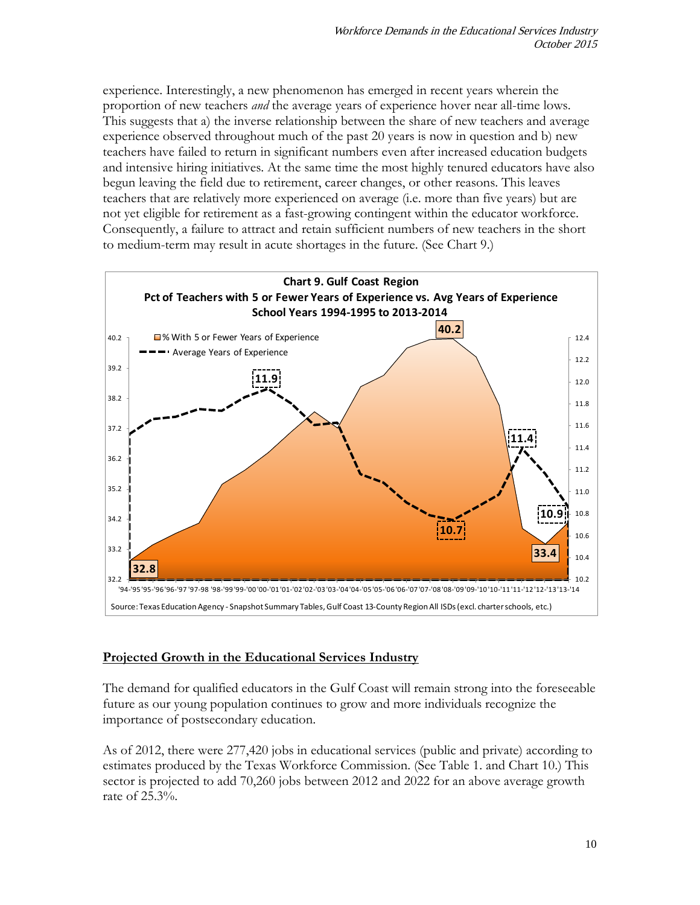experience. Interestingly, a new phenomenon has emerged in recent years wherein the proportion of new teachers *and* the average years of experience hover near all-time lows. This suggests that a) the inverse relationship between the share of new teachers and average experience observed throughout much of the past 20 years is now in question and b) new teachers have failed to return in significant numbers even after increased education budgets and intensive hiring initiatives. At the same time the most highly tenured educators have also begun leaving the field due to retirement, career changes, or other reasons. This leaves teachers that are relatively more experienced on average (i.e. more than five years) but are not yet eligible for retirement as a fast-growing contingent within the educator workforce. Consequently, a failure to attract and retain sufficient numbers of new teachers in the short to medium-term may result in acute shortages in the future. (See Chart 9.)

**Chart 9. Gulf Coast Region**
**Pct of Teachers with 5 or Fewer Years of Experience vs. Avg Years of Experience**
**School Years 1994-1995 to 2013-2014**

Source: Texas Education Agency - Snapshot Summary Tables, Gulf Coast 13-County Region All ISDs (excl. charter schools, etc.)

## Projected Growth in the Educational Services Industry

The demand for qualified educators in the Gulf Coast will remain strong into the foreseeable future as our young population continues to grow and more individuals recognize the importance of postsecondary education.

As of 2012, there were 277,420 jobs in educational services (public and private) according to estimates produced by the Texas Workforce Commission. (See Table 1. and Chart 10.) This sector is projected to add 70,260 jobs between 2012 and 2022 for an above average growth rate of 25.3%.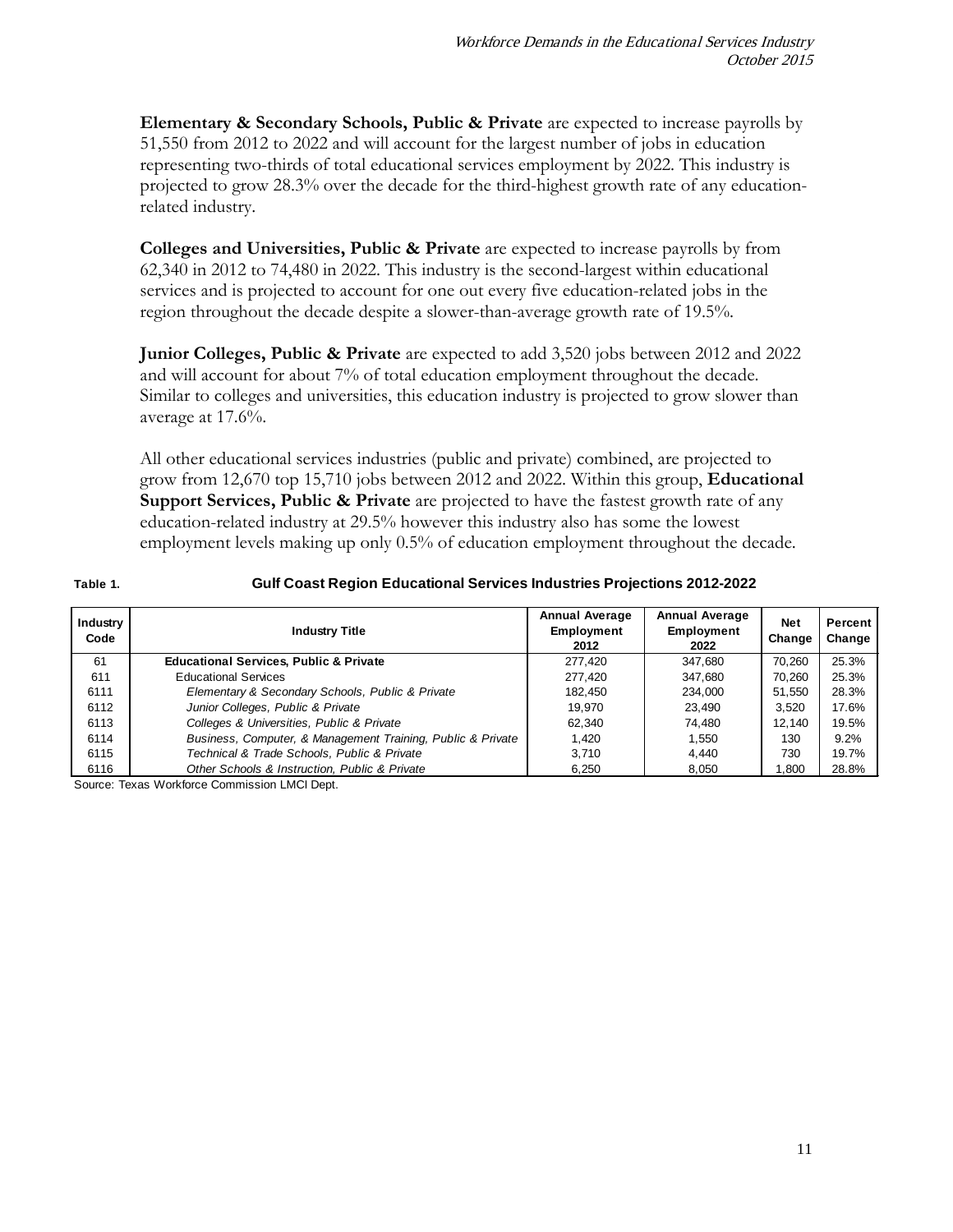**Elementary & Secondary Schools, Public & Private** are expected to increase payrolls by 51,550 from 2012 to 2022 and will account for the largest number of jobs in education representing two-thirds of total educational services employment by 2022. This industry is projected to grow 28.3% over the decade for the third-highest growth rate of any education-related industry.

**Colleges and Universities, Public & Private** are expected to increase payrolls by from 62,340 in 2012 to 74,480 in 2022. This industry is the second-largest within educational services and is projected to account for one out every five education-related jobs in the region throughout the decade despite a slower-than-average growth rate of 19.5%.

**Junior Colleges, Public & Private** are expected to add 3,520 jobs between 2012 and 2022 and will account for about 7% of total education employment throughout the decade. Similar to colleges and universities, this education industry is projected to grow slower than average at 17.6%.

All other educational services industries (public and private) combined, are projected to grow from 12,670 top 15,710 jobs between 2012 and 2022. Within this group, **Educational Support Services, Public & Private** are projected to have the fastest growth rate of any education-related industry at 29.5% however this industry also has some the lowest employment levels making up only 0.5% of education employment throughout the decade.

**Table 1. Gulf Coast Region Educational Services Industries Projections 2012-2022**

| Industry Code | Industry Title | Annual Average Employment 2012 | Annual Average Employment 2022 | Net Change | Percent Change |
|---|---|---|---|---|---|
| 61 | **Educational Services, Public & Private** | 277,420 | 347,680 | 70,260 | 25.3% |
| 611 | Educational Services | 277,420 | 347,680 | 70,260 | 25.3% |
| 6111 | *Elementary & Secondary Schools, Public & Private* | 182,450 | 234,000 | 51,550 | 28.3% |
| 6112 | *Junior Colleges, Public & Private* | 19,970 | 23,490 | 3,520 | 17.6% |
| 6113 | *Colleges & Universities, Public & Private* | 62,340 | 74,480 | 12,140 | 19.5% |
| 6114 | *Business, Computer, & Management Training, Public & Private* | 1,420 | 1,550 | 130 | 9.2% |
| 6115 | *Technical & Trade Schools, Public & Private* | 3,710 | 4,440 | 730 | 19.7% |
| 6116 | *Other Schools & Instruction, Public & Private* | 6,250 | 8,050 | 1,800 | 28.8% |

Source: Texas Workforce Commission LMCI Dept.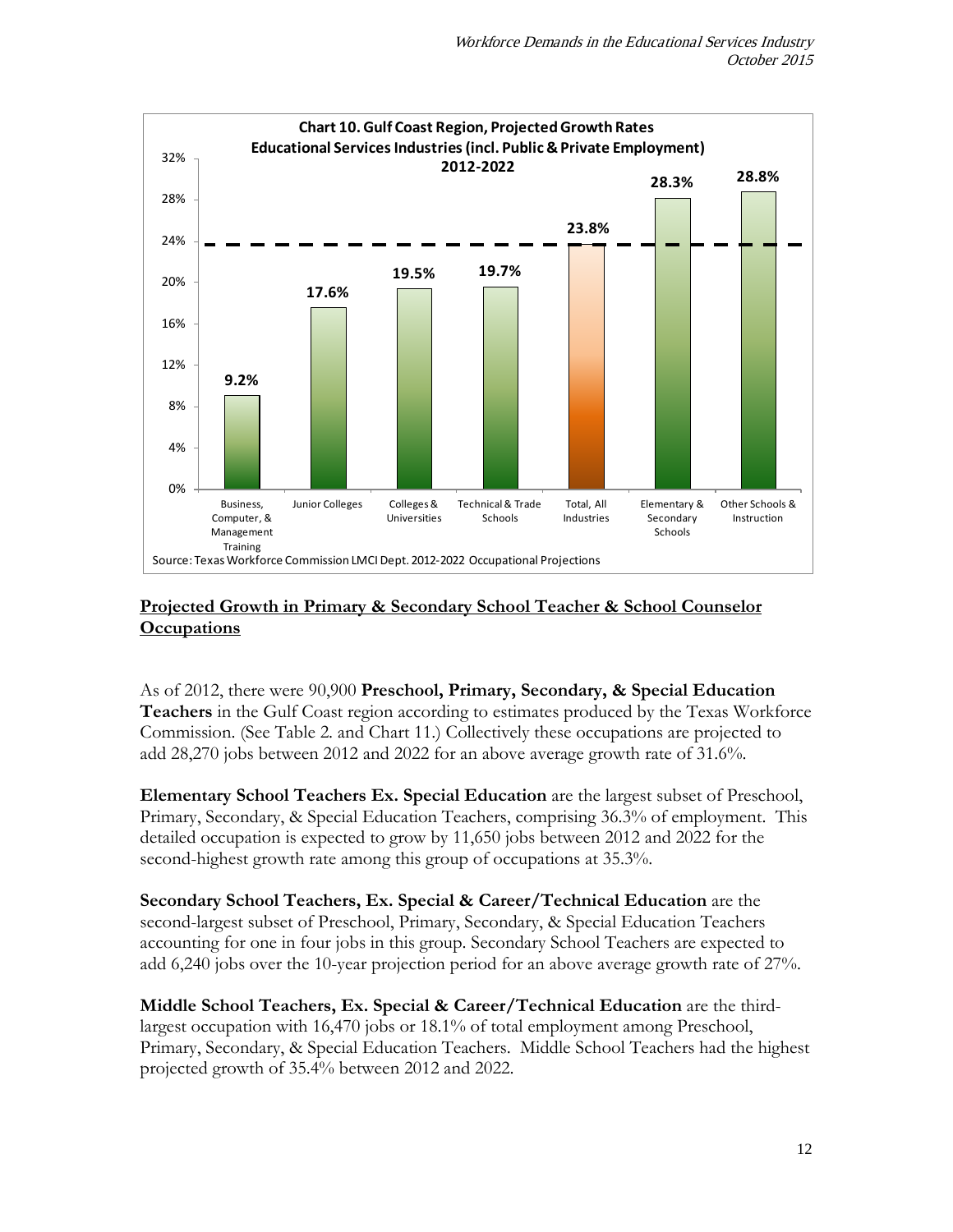**Chart 10. Gulf Coast Region, Projected Growth Rates Educational Services Industries (incl. Public & Private Employment) 2012-2022**

| Industry | Projected Growth Rate |
| --- | --- |
| Business, Computer, & Management Training | 9.2% |
| Junior Colleges | 17.6% |
| Colleges & Universities | 19.5% |
| Technical & Trade Schools | 19.7% |
| Total, All Industries | 23.8% |
| Elementary & Secondary Schools | 28.3% |
| Other Schools & Instruction | 28.8% |

Source: Texas Workforce Commission LMCI Dept. 2012-2022 Occupational Projections

## Projected Growth in Primary & Secondary School Teacher & School Counselor Occupations

As of 2012, there were 90,900 **Preschool, Primary, Secondary, & Special Education Teachers** in the Gulf Coast region according to estimates produced by the Texas Workforce Commission. (See Table 2. and Chart 11.) Collectively these occupations are projected to add 28,270 jobs between 2012 and 2022 for an above average growth rate of 31.6%.

**Elementary School Teachers Ex. Special Education** are the largest subset of Preschool, Primary, Secondary, & Special Education Teachers, comprising 36.3% of employment. This detailed occupation is expected to grow by 11,650 jobs between 2012 and 2022 for the second-highest growth rate among this group of occupations at 35.3%.

**Secondary School Teachers, Ex. Special & Career/Technical Education** are the second-largest subset of Preschool, Primary, Secondary, & Special Education Teachers accounting for one in four jobs in this group. Secondary School Teachers are expected to add 6,240 jobs over the 10-year projection period for an above average growth rate of 27%.

**Middle School Teachers, Ex. Special & Career/Technical Education** are the third-largest occupation with 16,470 jobs or 18.1% of total employment among Preschool, Primary, Secondary, & Special Education Teachers. Middle School Teachers had the highest projected growth of 35.4% between 2012 and 2022.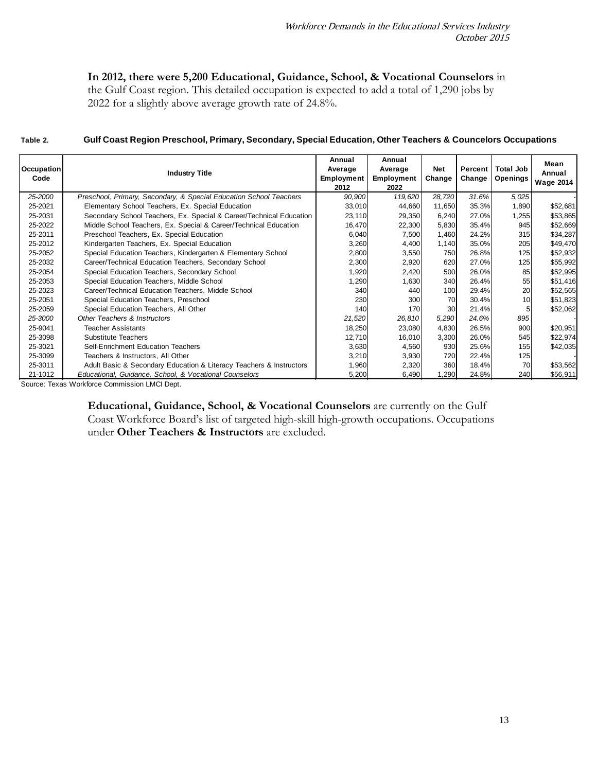**In 2012, there were 5,200 Educational, Guidance, School, & Vocational Counselors** in the Gulf Coast region. This detailed occupation is expected to add a total of 1,290 jobs by 2022 for a slightly above average growth rate of 24.8%.

**Table 2. Gulf Coast Region Preschool, Primary, Secondary, Special Education, Other Teachers & Councelors Occupations**

| Occupation Code | Industry Title | Annual Average Employment 2012 | Annual Average Employment 2022 | Net Change | Percent Change | Total Job Openings | Mean Annual Wage 2014 |
|---|---|---|---|---|---|---|---|
| *25-2000* | *Preschool, Primary, Secondary, & Special Education School Teachers* | *90,900* | *119,620* | *28,720* | *31.6%* | *5,025* | - |
| 25-2021 | Elementary School Teachers, Ex. Special Education | 33,010 | 44,660 | 11,650 | 35.3% | 1,890 | $52,681 |
| 25-2031 | Secondary School Teachers, Ex. Special & Career/Technical Education | 23,110 | 29,350 | 6,240 | 27.0% | 1,255 | $53,865 |
| 25-2022 | Middle School Teachers, Ex. Special & Career/Technical Education | 16,470 | 22,300 | 5,830 | 35.4% | 945 | $52,669 |
| 25-2011 | Preschool Teachers, Ex. Special Education | 6,040 | 7,500 | 1,460 | 24.2% | 315 | $34,287 |
| 25-2012 | Kindergarten Teachers, Ex. Special Education | 3,260 | 4,400 | 1,140 | 35.0% | 205 | $49,470 |
| 25-2052 | Special Education Teachers, Kindergarten & Elementary School | 2,800 | 3,550 | 750 | 26.8% | 125 | $52,932 |
| 25-2032 | Career/Technical Education Teachers, Secondary School | 2,300 | 2,920 | 620 | 27.0% | 125 | $55,992 |
| 25-2054 | Special Education Teachers, Secondary School | 1,920 | 2,420 | 500 | 26.0% | 85 | $52,995 |
| 25-2053 | Special Education Teachers, Middle School | 1,290 | 1,630 | 340 | 26.4% | 55 | $51,416 |
| 25-2023 | Career/Technical Education Teachers, Middle School | 340 | 440 | 100 | 29.4% | 20 | $52,565 |
| 25-2051 | Special Education Teachers, Preschool | 230 | 300 | 70 | 30.4% | 10 | $51,823 |
| 25-2059 | Special Education Teachers, All Other | 140 | 170 | 30 | 21.4% | 5 | $52,062 |
| *25-3000* | *Other Teachers & Instructors* | *21,520* | *26,810* | *5,290* | *24.6%* | *895* | - |
| 25-9041 | Teacher Assistants | 18,250 | 23,080 | 4,830 | 26.5% | 900 | $20,951 |
| 25-3098 | Substitute Teachers | 12,710 | 16,010 | 3,300 | 26.0% | 545 | $22,974 |
| 25-3021 | Self-Enrichment Education Teachers | 3,630 | 4,560 | 930 | 25.6% | 155 | $42,035 |
| 25-3099 | Teachers & Instructors, All Other | 3,210 | 3,930 | 720 | 22.4% | 125 | - |
| 25-3011 | Adult Basic & Secondary Education & Literacy Teachers & Instructors | 1,960 | 2,320 | 360 | 18.4% | 70 | $53,562 |
| 21-1012 | *Educational, Guidance, School, & Vocational Counselors* | 5,200 | 6,490 | 1,290 | 24.8% | 240 | $56,911 |

Source: Texas Workforce Commission LMCI Dept.

**Educational, Guidance, School, & Vocational Counselors** are currently on the Gulf Coast Workforce Board's list of targeted high-skill high-growth occupations. Occupations under **Other Teachers & Instructors** are excluded.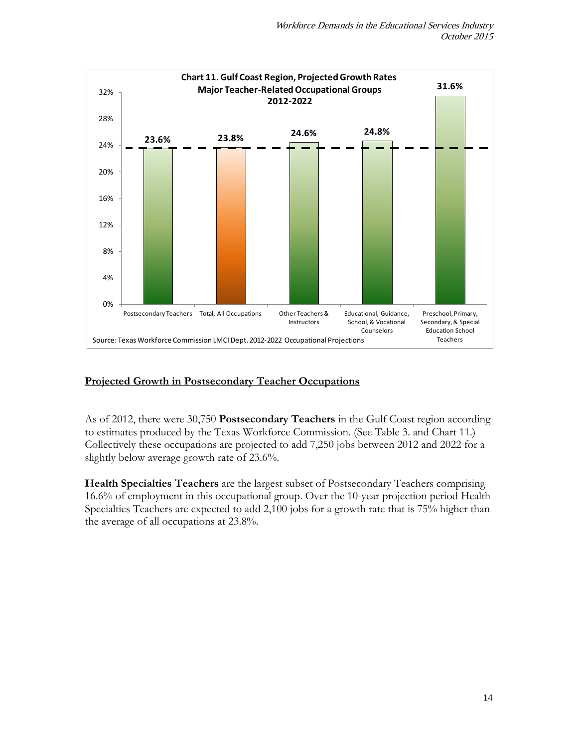**Chart 11. Gulf Coast Region, Projected Growth Rates Major Teacher-Related Occupational Groups 2012-2022**

| Occupational Group | Projected Growth Rate |
| --- | --- |
| Postsecondary Teachers | 23.6% |
| Total, All Occupations | 23.8% |
| Other Teachers & Instructors | 24.6% |
| Educational, Guidance, School, & Vocational Counselors | 24.8% |
| Preschool, Primary, Secondary, & Special Education School Teachers | 31.6% |

Source: Texas Workforce Commission LMCI Dept. 2012-2022 Occupational Projections

## Projected Growth in Postsecondary Teacher Occupations

As of 2012, there were 30,750 **Postsecondary Teachers** in the Gulf Coast region according to estimates produced by the Texas Workforce Commission. (See Table 3. and Chart 11.) Collectively these occupations are projected to add 7,250 jobs between 2012 and 2022 for a slightly below average growth rate of 23.6%.

**Health Specialties Teachers** are the largest subset of Postsecondary Teachers comprising 16.6% of employment in this occupational group. Over the 10-year projection period Health Specialties Teachers are expected to add 2,100 jobs for a growth rate that is 75% higher than the average of all occupations at 23.8%.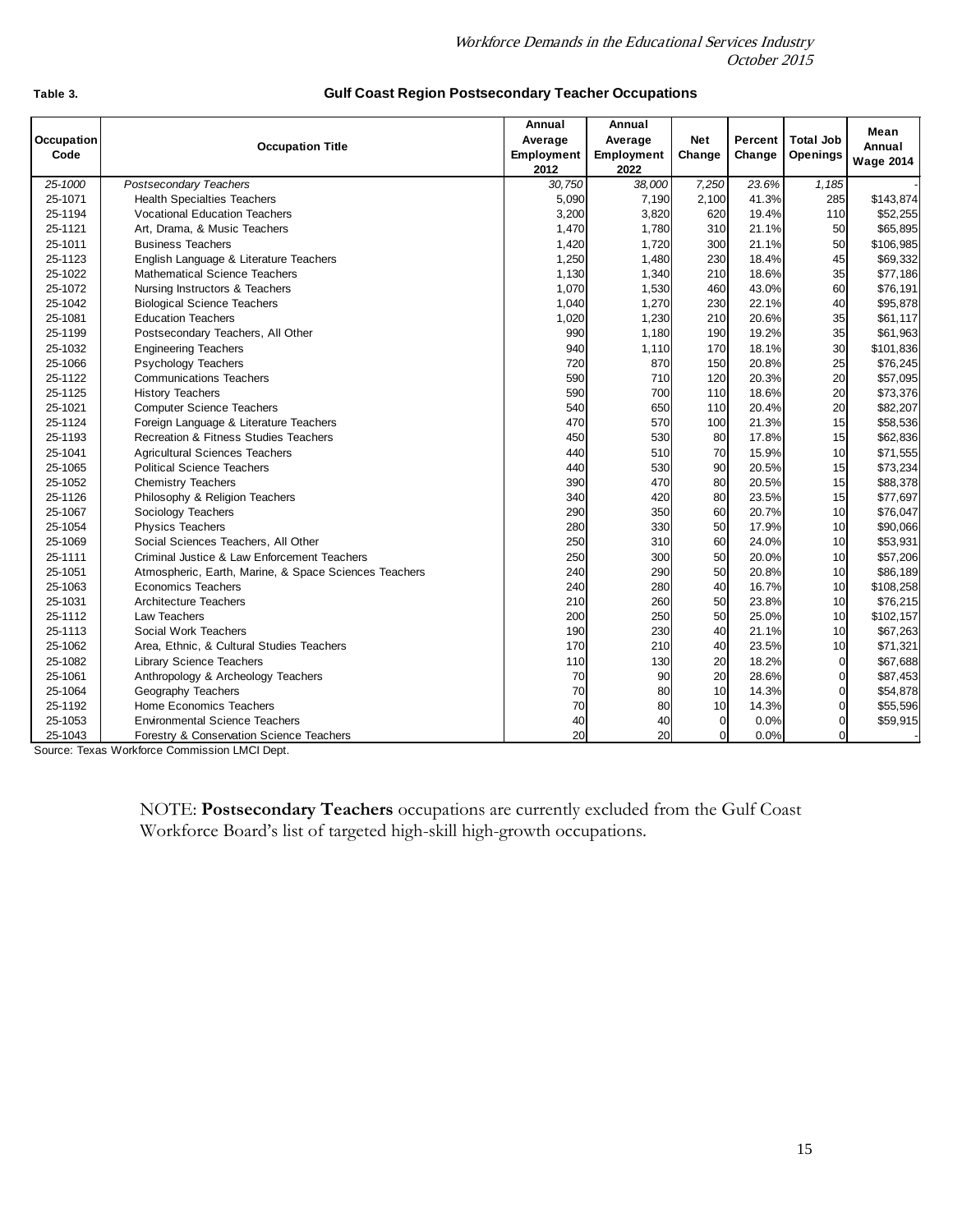**Table 3.** **Gulf Coast Region Postsecondary Teacher Occupations**

| Occupation Code | Occupation Title | Annual Average Employment 2012 | Annual Average Employment 2022 | Net Change | Percent Change | Total Job Openings | Mean Annual Wage 2014 |
|---|---|---|---|---|---|---|---|
| *25-1000* | *Postsecondary Teachers* | *30,750* | *38,000* | *7,250* | *23.6%* | *1,185* | - |
| 25-1071 | Health Specialties Teachers | 5,090 | 7,190 | 2,100 | 41.3% | 285 | $143,874 |
| 25-1194 | Vocational Education Teachers | 3,200 | 3,820 | 620 | 19.4% | 110 | $52,255 |
| 25-1121 | Art, Drama, & Music Teachers | 1,470 | 1,780 | 310 | 21.1% | 50 | $65,895 |
| 25-1011 | Business Teachers | 1,420 | 1,720 | 300 | 21.1% | 50 | $106,985 |
| 25-1123 | English Language & Literature Teachers | 1,250 | 1,480 | 230 | 18.4% | 45 | $69,332 |
| 25-1022 | Mathematical Science Teachers | 1,130 | 1,340 | 210 | 18.6% | 35 | $77,186 |
| 25-1072 | Nursing Instructors & Teachers | 1,070 | 1,530 | 460 | 43.0% | 60 | $76,191 |
| 25-1042 | Biological Science Teachers | 1,040 | 1,270 | 230 | 22.1% | 40 | $95,878 |
| 25-1081 | Education Teachers | 1,020 | 1,230 | 210 | 20.6% | 35 | $61,117 |
| 25-1199 | Postsecondary Teachers, All Other | 990 | 1,180 | 190 | 19.2% | 35 | $61,963 |
| 25-1032 | Engineering Teachers | 940 | 1,110 | 170 | 18.1% | 30 | $101,836 |
| 25-1066 | Psychology Teachers | 720 | 870 | 150 | 20.8% | 25 | $76,245 |
| 25-1122 | Communications Teachers | 590 | 710 | 120 | 20.3% | 20 | $57,095 |
| 25-1125 | History Teachers | 590 | 700 | 110 | 18.6% | 20 | $73,376 |
| 25-1021 | Computer Science Teachers | 540 | 650 | 110 | 20.4% | 20 | $82,207 |
| 25-1124 | Foreign Language & Literature Teachers | 470 | 570 | 100 | 21.3% | 15 | $58,536 |
| 25-1193 | Recreation & Fitness Studies Teachers | 450 | 530 | 80 | 17.8% | 15 | $62,836 |
| 25-1041 | Agricultural Sciences Teachers | 440 | 510 | 70 | 15.9% | 10 | $71,555 |
| 25-1065 | Political Science Teachers | 440 | 530 | 90 | 20.5% | 15 | $73,234 |
| 25-1052 | Chemistry Teachers | 390 | 470 | 80 | 20.5% | 15 | $88,378 |
| 25-1126 | Philosophy & Religion Teachers | 340 | 420 | 80 | 23.5% | 15 | $77,697 |
| 25-1067 | Sociology Teachers | 290 | 350 | 60 | 20.7% | 10 | $76,047 |
| 25-1054 | Physics Teachers | 280 | 330 | 50 | 17.9% | 10 | $90,066 |
| 25-1069 | Social Sciences Teachers, All Other | 250 | 310 | 60 | 24.0% | 10 | $53,931 |
| 25-1111 | Criminal Justice & Law Enforcement Teachers | 250 | 300 | 50 | 20.0% | 10 | $57,206 |
| 25-1051 | Atmospheric, Earth, Marine, & Space Sciences Teachers | 240 | 290 | 50 | 20.8% | 10 | $86,189 |
| 25-1063 | Economics Teachers | 240 | 280 | 40 | 16.7% | 10 | $108,258 |
| 25-1031 | Architecture Teachers | 210 | 260 | 50 | 23.8% | 10 | $76,215 |
| 25-1112 | Law Teachers | 200 | 250 | 50 | 25.0% | 10 | $102,157 |
| 25-1113 | Social Work Teachers | 190 | 230 | 40 | 21.1% | 10 | $67,263 |
| 25-1062 | Area, Ethnic, & Cultural Studies Teachers | 170 | 210 | 40 | 23.5% | 10 | $71,321 |
| 25-1082 | Library Science Teachers | 110 | 130 | 20 | 18.2% | 0 | $67,688 |
| 25-1061 | Anthropology & Archeology Teachers | 70 | 90 | 20 | 28.6% | 0 | $87,453 |
| 25-1064 | Geography Teachers | 70 | 80 | 10 | 14.3% | 0 | $54,878 |
| 25-1192 | Home Economics Teachers | 70 | 80 | 10 | 14.3% | 0 | $55,596 |
| 25-1053 | Environmental Science Teachers | 40 | 40 | 0 | 0.0% | 0 | $59,915 |
| 25-1043 | Forestry & Conservation Science Teachers | 20 | 20 | 0 | 0.0% | 0 | - |

Source: Texas Workforce Commission LMCI Dept.

NOTE: **Postsecondary Teachers** occupations are currently excluded from the Gulf Coast Workforce Board's list of targeted high-skill high-growth occupations.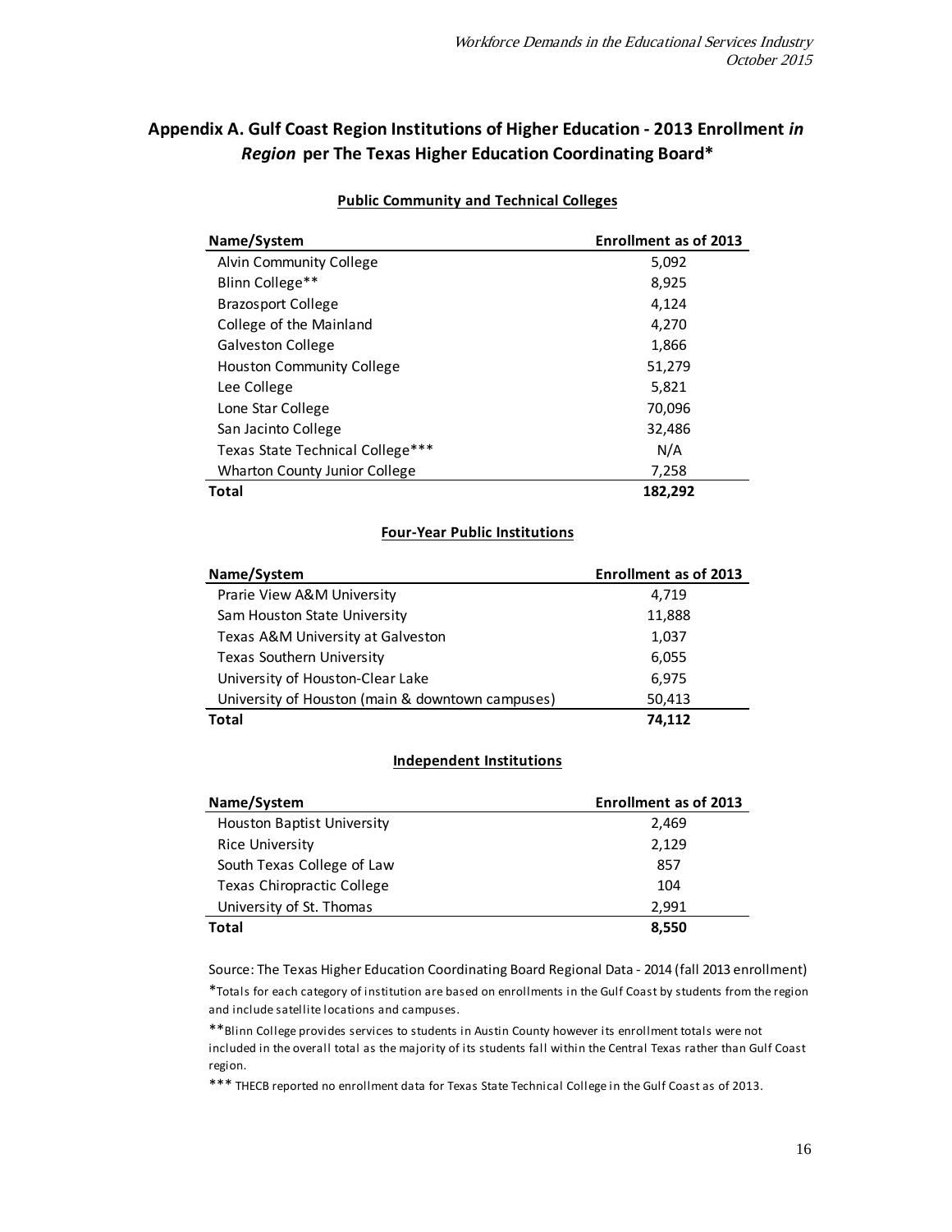## Appendix A. Gulf Coast Region Institutions of Higher Education - 2013 Enrollment *in Region* per The Texas Higher Education Coordinating Board*

**Public Community and Technical Colleges**

| Name/System | Enrollment as of 2013 |
|---|---|
| Alvin Community College | 5,092 |
| Blinn College** | 8,925 |
| Brazosport College | 4,124 |
| College of the Mainland | 4,270 |
| Galveston College | 1,866 |
| Houston Community College | 51,279 |
| Lee College | 5,821 |
| Lone Star College | 70,096 |
| San Jacinto College | 32,486 |
| Texas State Technical College*** | N/A |
| Wharton County Junior College | 7,258 |
| **Total** | **182,292** |

**Four-Year Public Institutions**

| Name/System | Enrollment as of 2013 |
|---|---|
| Prarie View A&M University | 4,719 |
| Sam Houston State University | 11,888 |
| Texas A&M University at Galveston | 1,037 |
| Texas Southern University | 6,055 |
| University of Houston-Clear Lake | 6,975 |
| University of Houston (main & downtown campuses) | 50,413 |
| **Total** | **74,112** |

**Independent Institutions**

| Name/System | Enrollment as of 2013 |
|---|---|
| Houston Baptist University | 2,469 |
| Rice University | 2,129 |
| South Texas College of Law | 857 |
| Texas Chiropractic College | 104 |
| University of St. Thomas | 2,991 |
| **Total** | **8,550** |

Source: The Texas Higher Education Coordinating Board Regional Data - 2014 (fall 2013 enrollment)

*Totals for each category of institution are based on enrollments in the Gulf Coast by students from the region and include satellite locations and campuses.

**Blinn College provides services to students in Austin County however its enrollment totals were not included in the overall total as the majority of its students fall within the Central Texas rather than Gulf Coast region.

*** THECB reported no enrollment data for Texas State Technical College in the Gulf Coast as of 2013.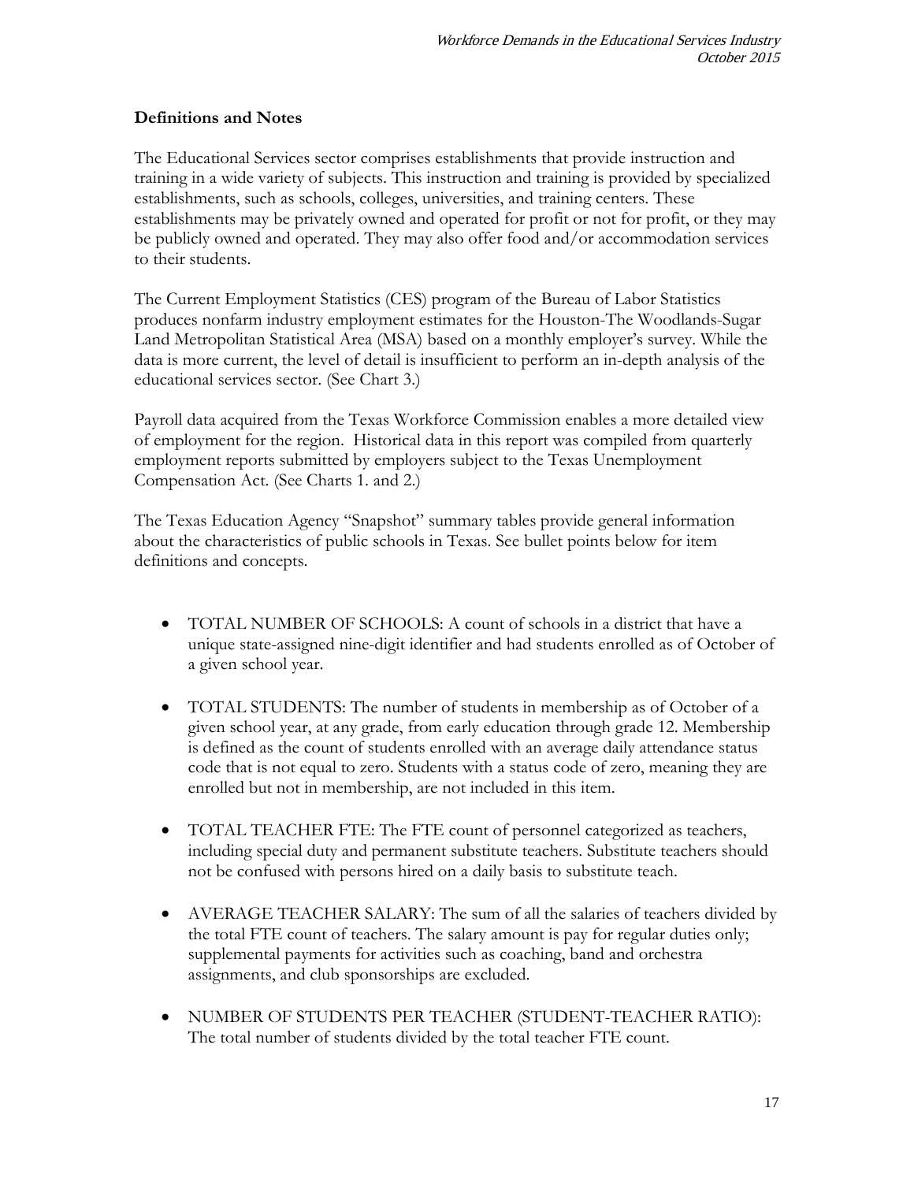**Definitions and Notes**

The Educational Services sector comprises establishments that provide instruction and training in a wide variety of subjects. This instruction and training is provided by specialized establishments, such as schools, colleges, universities, and training centers. These establishments may be privately owned and operated for profit or not for profit, or they may be publicly owned and operated. They may also offer food and/or accommodation services to their students.

The Current Employment Statistics (CES) program of the Bureau of Labor Statistics produces nonfarm industry employment estimates for the Houston-The Woodlands-Sugar Land Metropolitan Statistical Area (MSA) based on a monthly employer's survey. While the data is more current, the level of detail is insufficient to perform an in-depth analysis of the educational services sector. (See Chart 3.)

Payroll data acquired from the Texas Workforce Commission enables a more detailed view of employment for the region. Historical data in this report was compiled from quarterly employment reports submitted by employers subject to the Texas Unemployment Compensation Act. (See Charts 1. and 2.)

The Texas Education Agency "Snapshot" summary tables provide general information about the characteristics of public schools in Texas. See bullet points below for item definitions and concepts.

- TOTAL NUMBER OF SCHOOLS: A count of schools in a district that have a unique state-assigned nine-digit identifier and had students enrolled as of October of a given school year.
- TOTAL STUDENTS: The number of students in membership as of October of a given school year, at any grade, from early education through grade 12. Membership is defined as the count of students enrolled with an average daily attendance status code that is not equal to zero. Students with a status code of zero, meaning they are enrolled but not in membership, are not included in this item.
- TOTAL TEACHER FTE: The FTE count of personnel categorized as teachers, including special duty and permanent substitute teachers. Substitute teachers should not be confused with persons hired on a daily basis to substitute teach.
- AVERAGE TEACHER SALARY: The sum of all the salaries of teachers divided by the total FTE count of teachers. The salary amount is pay for regular duties only; supplemental payments for activities such as coaching, band and orchestra assignments, and club sponsorships are excluded.
- NUMBER OF STUDENTS PER TEACHER (STUDENT-TEACHER RATIO): The total number of students divided by the total teacher FTE count.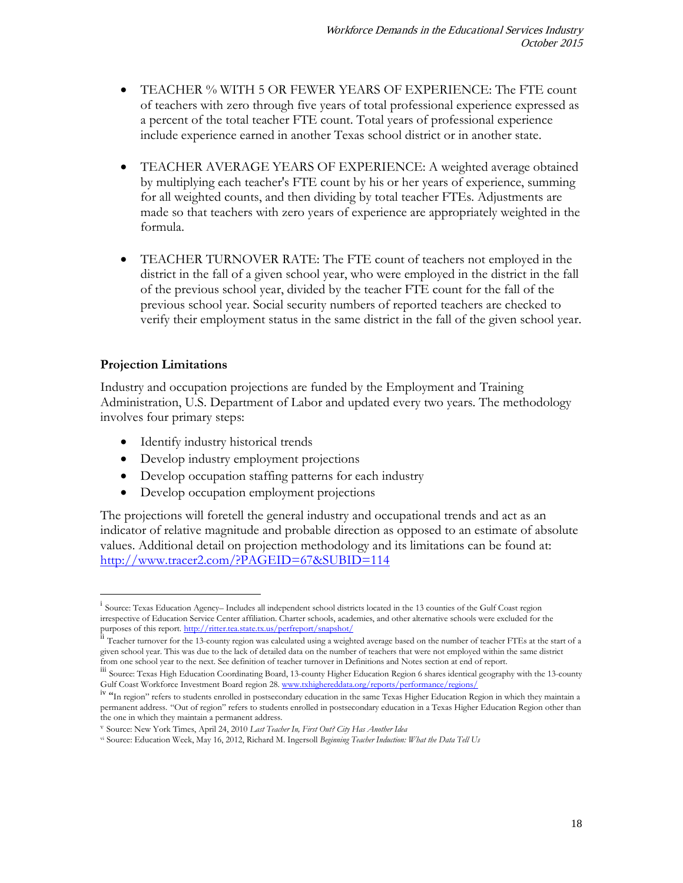- TEACHER % WITH 5 OR FEWER YEARS OF EXPERIENCE: The FTE count of teachers with zero through five years of total professional experience expressed as a percent of the total teacher FTE count. Total years of professional experience include experience earned in another Texas school district or in another state.

- TEACHER AVERAGE YEARS OF EXPERIENCE: A weighted average obtained by multiplying each teacher's FTE count by his or her years of experience, summing for all weighted counts, and then dividing by total teacher FTEs. Adjustments are made so that teachers with zero years of experience are appropriately weighted in the formula.

- TEACHER TURNOVER RATE: The FTE count of teachers not employed in the district in the fall of a given school year, who were employed in the district in the fall of the previous school year, divided by the teacher FTE count for the fall of the previous school year. Social security numbers of reported teachers are checked to verify their employment status in the same district in the fall of the given school year.

**Projection Limitations**

Industry and occupation projections are funded by the Employment and Training Administration, U.S. Department of Labor and updated every two years. The methodology involves four primary steps:

- Identify industry historical trends
- Develop industry employment projections
- Develop occupation staffing patterns for each industry
- Develop occupation employment projections

The projections will foretell the general industry and occupational trends and act as an indicator of relative magnitude and probable direction as opposed to an estimate of absolute values. Additional detail on projection methodology and its limitations can be found at: http://www.tracer2.com/?PAGEID=67&SUBID=114

---

[i] Source: Texas Education Agency– Includes all independent school districts located in the 13 counties of the Gulf Coast region irrespective of Education Service Center affiliation. Charter schools, academies, and other alternative schools were excluded for the purposes of this report. http://ritter.tea.state.tx.us/perfreport/snapshot/

[ii] Teacher turnover for the 13-county region was calculated using a weighted average based on the number of teacher FTEs at the start of a given school year. This was due to the lack of detailed data on the number of teachers that were not employed within the same district from one school year to the next. See definition of teacher turnover in Definitions and Notes section at end of report.

[iii] Source: Texas High Education Coordinating Board, 13-county Higher Education Region 6 shares identical geography with the 13-county Gulf Coast Workforce Investment Board region 28. www.txhighereddata.org/reports/performance/regions/

[iv] "In region" refers to students enrolled in postsecondary education in the same Texas Higher Education Region in which they maintain a permanent address. "Out of region" refers to students enrolled in postsecondary education in a Texas Higher Education Region other than the one in which they maintain a permanent address.

[v] Source: New York Times, April 24, 2010 *Last Teacher In, First Out? City Has Another Idea*

[vi] Source: Education Week, May 16, 2012, Richard M. Ingersoll *Beginning Teacher Induction: What the Data Tell Us*